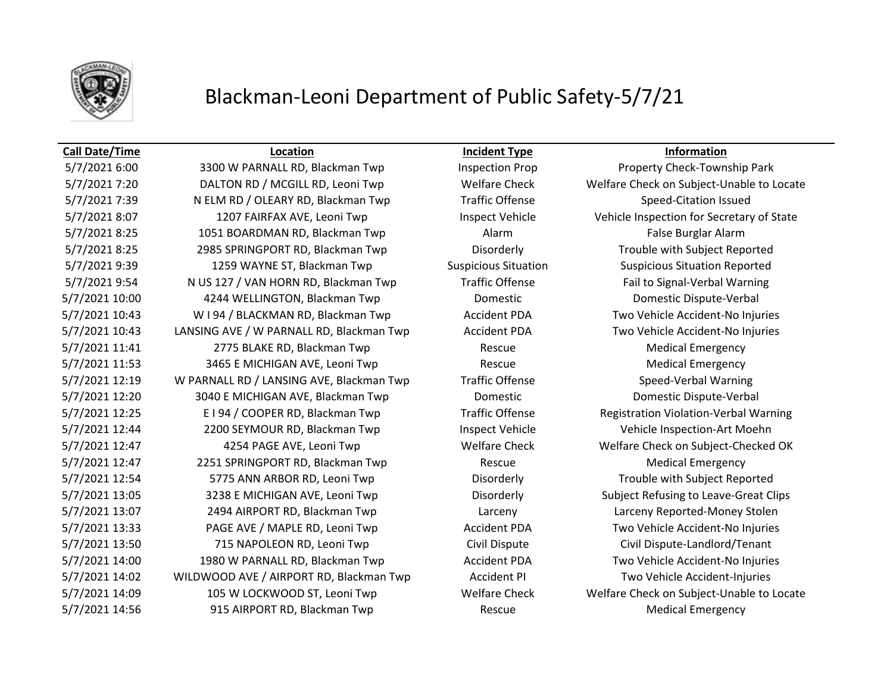# Blackman-Leoni Department of Public Safety-5/7/21

| Call Date/Time | Location | Incident Type | Information |
|---|---|---|---|
| 5/7/2021 6:00 | 3300 W PARNALL RD, Blackman Twp | Inspection Prop | Property Check-Township Park |
| 5/7/2021 7:20 | DALTON RD / MCGILL RD, Leoni Twp | Welfare Check | Welfare Check on Subject-Unable to Locate |
| 5/7/2021 7:39 | N ELM RD / OLEARY RD, Blackman Twp | Traffic Offense | Speed-Citation Issued |
| 5/7/2021 8:07 | 1207 FAIRFAX AVE, Leoni Twp | Inspect Vehicle | Vehicle Inspection for Secretary of State |
| 5/7/2021 8:25 | 1051 BOARDMAN RD, Blackman Twp | Alarm | False Burglar Alarm |
| 5/7/2021 8:25 | 2985 SPRINGPORT RD, Blackman Twp | Disorderly | Trouble with Subject Reported |
| 5/7/2021 9:39 | 1259 WAYNE ST, Blackman Twp | Suspicious Situation | Suspicious Situation Reported |
| 5/7/2021 9:54 | N US 127 / VAN HORN RD, Blackman Twp | Traffic Offense | Fail to Signal-Verbal Warning |
| 5/7/2021 10:00 | 4244 WELLINGTON, Blackman Twp | Domestic | Domestic Dispute-Verbal |
| 5/7/2021 10:43 | W I 94 / BLACKMAN RD, Blackman Twp | Accident PDA | Two Vehicle Accident-No Injuries |
| 5/7/2021 10:43 | LANSING AVE / W PARNALL RD, Blackman Twp | Accident PDA | Two Vehicle Accident-No Injuries |
| 5/7/2021 11:41 | 2775 BLAKE RD, Blackman Twp | Rescue | Medical Emergency |
| 5/7/2021 11:53 | 3465 E MICHIGAN AVE, Leoni Twp | Rescue | Medical Emergency |
| 5/7/2021 12:19 | W PARNALL RD / LANSING AVE, Blackman Twp | Traffic Offense | Speed-Verbal Warning |
| 5/7/2021 12:20 | 3040 E MICHIGAN AVE, Blackman Twp | Domestic | Domestic Dispute-Verbal |
| 5/7/2021 12:25 | E I 94 / COOPER RD, Blackman Twp | Traffic Offense | Registration Violation-Verbal Warning |
| 5/7/2021 12:44 | 2200 SEYMOUR RD, Blackman Twp | Inspect Vehicle | Vehicle Inspection-Art Moehn |
| 5/7/2021 12:47 | 4254 PAGE AVE, Leoni Twp | Welfare Check | Welfare Check on Subject-Checked OK |
| 5/7/2021 12:47 | 2251 SPRINGPORT RD, Blackman Twp | Rescue | Medical Emergency |
| 5/7/2021 12:54 | 5775 ANN ARBOR RD, Leoni Twp | Disorderly | Trouble with Subject Reported |
| 5/7/2021 13:05 | 3238 E MICHIGAN AVE, Leoni Twp | Disorderly | Subject Refusing to Leave-Great Clips |
| 5/7/2021 13:07 | 2494 AIRPORT RD, Blackman Twp | Larceny | Larceny Reported-Money Stolen |
| 5/7/2021 13:33 | PAGE AVE / MAPLE RD, Leoni Twp | Accident PDA | Two Vehicle Accident-No Injuries |
| 5/7/2021 13:50 | 715 NAPOLEON RD, Leoni Twp | Civil Dispute | Civil Dispute-Landlord/Tenant |
| 5/7/2021 14:00 | 1980 W PARNALL RD, Blackman Twp | Accident PDA | Two Vehicle Accident-No Injuries |
| 5/7/2021 14:02 | WILDWOOD AVE / AIRPORT RD, Blackman Twp | Accident PI | Two Vehicle Accident-Injuries |
| 5/7/2021 14:09 | 105 W LOCKWOOD ST, Leoni Twp | Welfare Check | Welfare Check on Subject-Unable to Locate |
| 5/7/2021 14:56 | 915 AIRPORT RD, Blackman Twp | Rescue | Medical Emergency |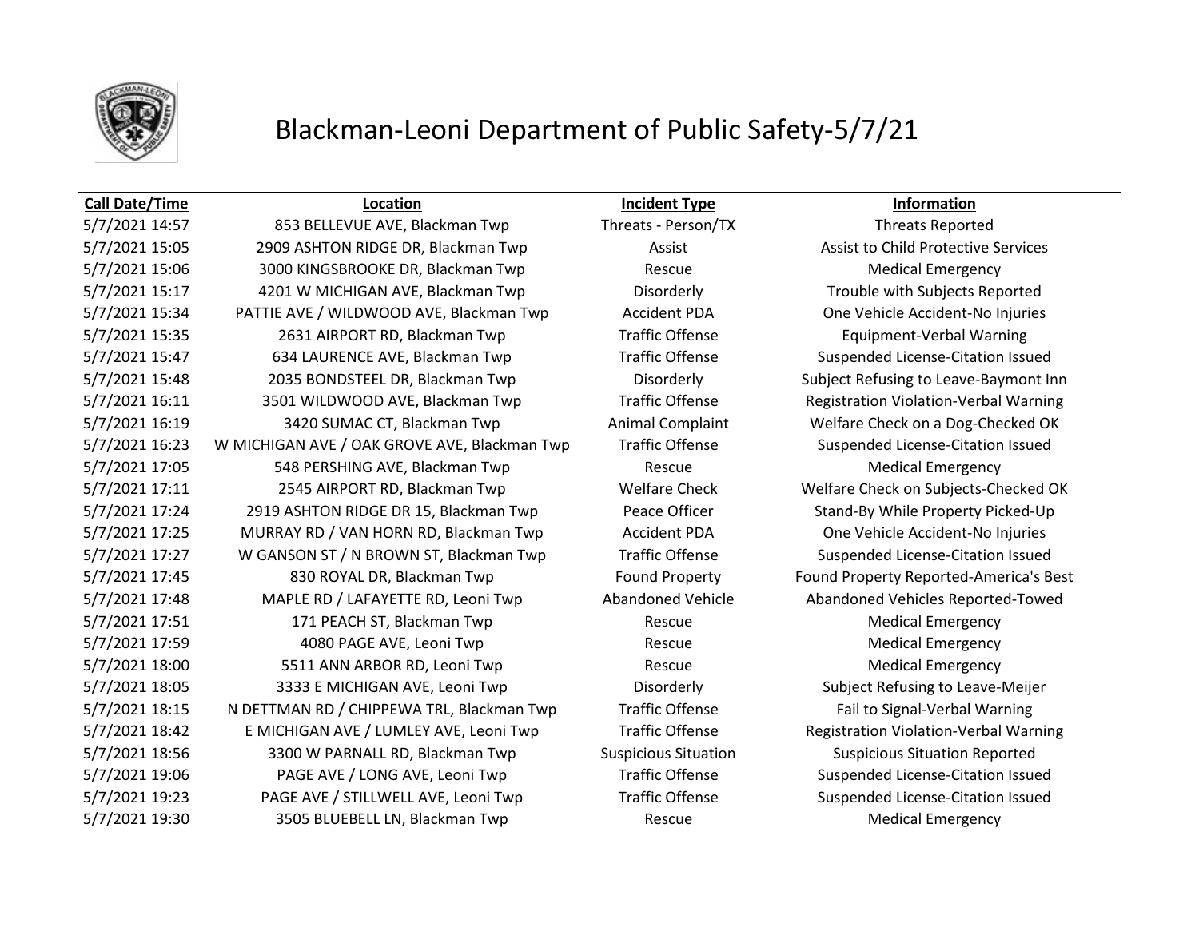# Blackman-Leoni Department of Public Safety-5/7/21

| Call Date/Time | Location | Incident Type | Information |
|---|---|---|---|
| 5/7/2021 14:57 | 853 BELLEVUE AVE, Blackman Twp | Threats - Person/TX | Threats Reported |
| 5/7/2021 15:05 | 2909 ASHTON RIDGE DR, Blackman Twp | Assist | Assist to Child Protective Services |
| 5/7/2021 15:06 | 3000 KINGSBROOKE DR, Blackman Twp | Rescue | Medical Emergency |
| 5/7/2021 15:17 | 4201 W MICHIGAN AVE, Blackman Twp | Disorderly | Trouble with Subjects Reported |
| 5/7/2021 15:34 | PATTIE AVE / WILDWOOD AVE, Blackman Twp | Accident PDA | One Vehicle Accident-No Injuries |
| 5/7/2021 15:35 | 2631 AIRPORT RD, Blackman Twp | Traffic Offense | Equipment-Verbal Warning |
| 5/7/2021 15:47 | 634 LAURENCE AVE, Blackman Twp | Traffic Offense | Suspended License-Citation Issued |
| 5/7/2021 15:48 | 2035 BONDSTEEL DR, Blackman Twp | Disorderly | Subject Refusing to Leave-Baymont Inn |
| 5/7/2021 16:11 | 3501 WILDWOOD AVE, Blackman Twp | Traffic Offense | Registration Violation-Verbal Warning |
| 5/7/2021 16:19 | 3420 SUMAC CT, Blackman Twp | Animal Complaint | Welfare Check on a Dog-Checked OK |
| 5/7/2021 16:23 | W MICHIGAN AVE / OAK GROVE AVE, Blackman Twp | Traffic Offense | Suspended License-Citation Issued |
| 5/7/2021 17:05 | 548 PERSHING AVE, Blackman Twp | Rescue | Medical Emergency |
| 5/7/2021 17:11 | 2545 AIRPORT RD, Blackman Twp | Welfare Check | Welfare Check on Subjects-Checked OK |
| 5/7/2021 17:24 | 2919 ASHTON RIDGE DR 15, Blackman Twp | Peace Officer | Stand-By While Property Picked-Up |
| 5/7/2021 17:25 | MURRAY RD / VAN HORN RD, Blackman Twp | Accident PDA | One Vehicle Accident-No Injuries |
| 5/7/2021 17:27 | W GANSON ST / N BROWN ST, Blackman Twp | Traffic Offense | Suspended License-Citation Issued |
| 5/7/2021 17:45 | 830 ROYAL DR, Blackman Twp | Found Property | Found Property Reported-America's Best |
| 5/7/2021 17:48 | MAPLE RD / LAFAYETTE RD, Leoni Twp | Abandoned Vehicle | Abandoned Vehicles Reported-Towed |
| 5/7/2021 17:51 | 171 PEACH ST, Blackman Twp | Rescue | Medical Emergency |
| 5/7/2021 17:59 | 4080 PAGE AVE, Leoni Twp | Rescue | Medical Emergency |
| 5/7/2021 18:00 | 5511 ANN ARBOR RD, Leoni Twp | Rescue | Medical Emergency |
| 5/7/2021 18:05 | 3333 E MICHIGAN AVE, Leoni Twp | Disorderly | Subject Refusing to Leave-Meijer |
| 5/7/2021 18:15 | N DETTMAN RD / CHIPPEWA TRL, Blackman Twp | Traffic Offense | Fail to Signal-Verbal Warning |
| 5/7/2021 18:42 | E MICHIGAN AVE / LUMLEY AVE, Leoni Twp | Traffic Offense | Registration Violation-Verbal Warning |
| 5/7/2021 18:56 | 3300 W PARNALL RD, Blackman Twp | Suspicious Situation | Suspicious Situation Reported |
| 5/7/2021 19:06 | PAGE AVE / LONG AVE, Leoni Twp | Traffic Offense | Suspended License-Citation Issued |
| 5/7/2021 19:23 | PAGE AVE / STILLWELL AVE, Leoni Twp | Traffic Offense | Suspended License-Citation Issued |
| 5/7/2021 19:30 | 3505 BLUEBELL LN, Blackman Twp | Rescue | Medical Emergency |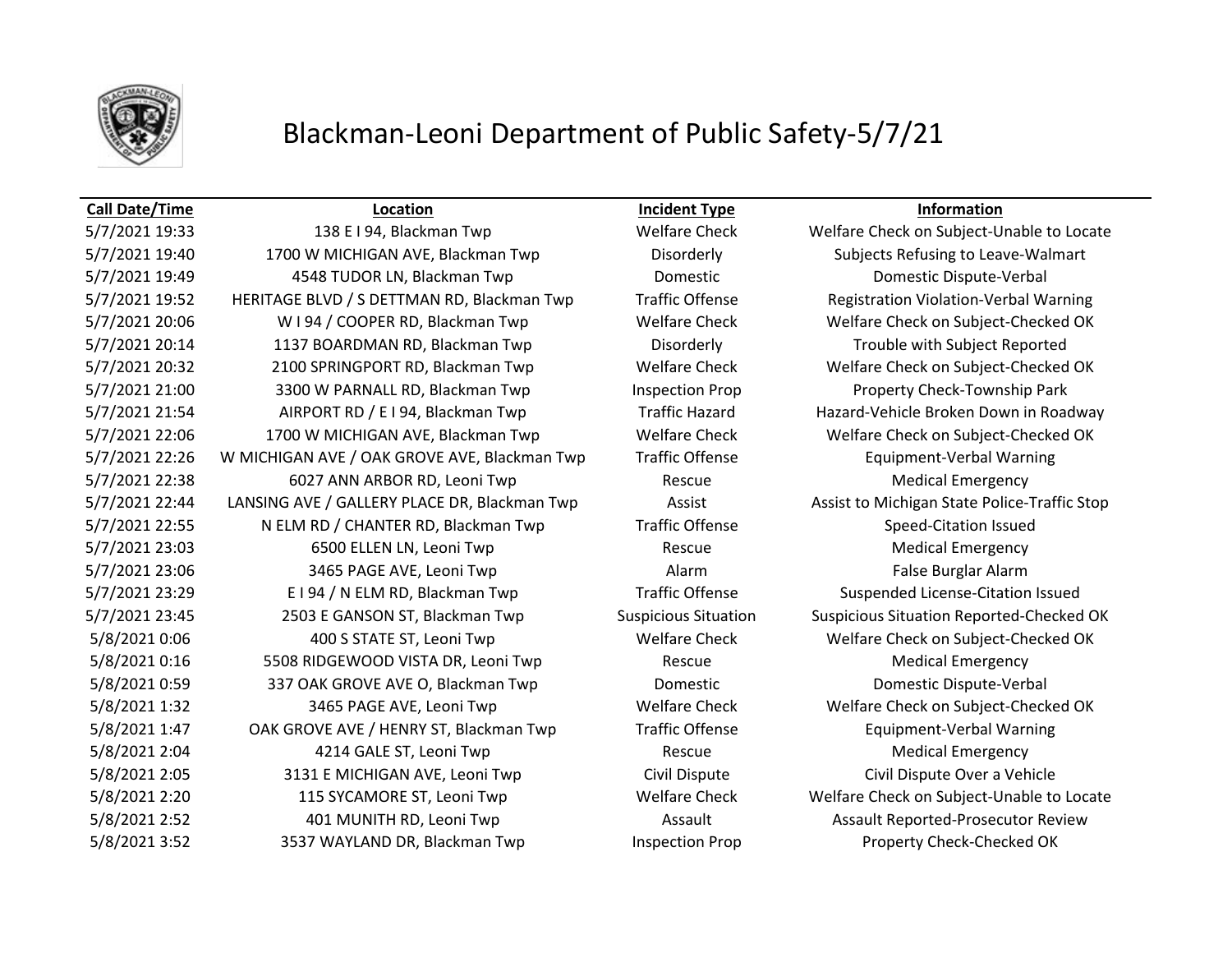# Blackman-Leoni Department of Public Safety-5/7/21

| Call Date/Time | Location | Incident Type | Information |
|---|---|---|---|
| 5/7/2021 19:33 | 138 E I 94, Blackman Twp | Welfare Check | Welfare Check on Subject-Unable to Locate |
| 5/7/2021 19:40 | 1700 W MICHIGAN AVE, Blackman Twp | Disorderly | Subjects Refusing to Leave-Walmart |
| 5/7/2021 19:49 | 4548 TUDOR LN, Blackman Twp | Domestic | Domestic Dispute-Verbal |
| 5/7/2021 19:52 | HERITAGE BLVD / S DETTMAN RD, Blackman Twp | Traffic Offense | Registration Violation-Verbal Warning |
| 5/7/2021 20:06 | W I 94 / COOPER RD, Blackman Twp | Welfare Check | Welfare Check on Subject-Checked OK |
| 5/7/2021 20:14 | 1137 BOARDMAN RD, Blackman Twp | Disorderly | Trouble with Subject Reported |
| 5/7/2021 20:32 | 2100 SPRINGPORT RD, Blackman Twp | Welfare Check | Welfare Check on Subject-Checked OK |
| 5/7/2021 21:00 | 3300 W PARNALL RD, Blackman Twp | Inspection Prop | Property Check-Township Park |
| 5/7/2021 21:54 | AIRPORT RD / E I 94, Blackman Twp | Traffic Hazard | Hazard-Vehicle Broken Down in Roadway |
| 5/7/2021 22:06 | 1700 W MICHIGAN AVE, Blackman Twp | Welfare Check | Welfare Check on Subject-Checked OK |
| 5/7/2021 22:26 | W MICHIGAN AVE / OAK GROVE AVE, Blackman Twp | Traffic Offense | Equipment-Verbal Warning |
| 5/7/2021 22:38 | 6027 ANN ARBOR RD, Leoni Twp | Rescue | Medical Emergency |
| 5/7/2021 22:44 | LANSING AVE / GALLERY PLACE DR, Blackman Twp | Assist | Assist to Michigan State Police-Traffic Stop |
| 5/7/2021 22:55 | N ELM RD / CHANTER RD, Blackman Twp | Traffic Offense | Speed-Citation Issued |
| 5/7/2021 23:03 | 6500 ELLEN LN, Leoni Twp | Rescue | Medical Emergency |
| 5/7/2021 23:06 | 3465 PAGE AVE, Leoni Twp | Alarm | False Burglar Alarm |
| 5/7/2021 23:29 | E I 94 / N ELM RD, Blackman Twp | Traffic Offense | Suspended License-Citation Issued |
| 5/7/2021 23:45 | 2503 E GANSON ST, Blackman Twp | Suspicious Situation | Suspicious Situation Reported-Checked OK |
| 5/8/2021 0:06 | 400 S STATE ST, Leoni Twp | Welfare Check | Welfare Check on Subject-Checked OK |
| 5/8/2021 0:16 | 5508 RIDGEWOOD VISTA DR, Leoni Twp | Rescue | Medical Emergency |
| 5/8/2021 0:59 | 337 OAK GROVE AVE O, Blackman Twp | Domestic | Domestic Dispute-Verbal |
| 5/8/2021 1:32 | 3465 PAGE AVE, Leoni Twp | Welfare Check | Welfare Check on Subject-Checked OK |
| 5/8/2021 1:47 | OAK GROVE AVE / HENRY ST, Blackman Twp | Traffic Offense | Equipment-Verbal Warning |
| 5/8/2021 2:04 | 4214 GALE ST, Leoni Twp | Rescue | Medical Emergency |
| 5/8/2021 2:05 | 3131 E MICHIGAN AVE, Leoni Twp | Civil Dispute | Civil Dispute Over a Vehicle |
| 5/8/2021 2:20 | 115 SYCAMORE ST, Leoni Twp | Welfare Check | Welfare Check on Subject-Unable to Locate |
| 5/8/2021 2:52 | 401 MUNITH RD, Leoni Twp | Assault | Assault Reported-Prosecutor Review |
| 5/8/2021 3:52 | 3537 WAYLAND DR, Blackman Twp | Inspection Prop | Property Check-Checked OK |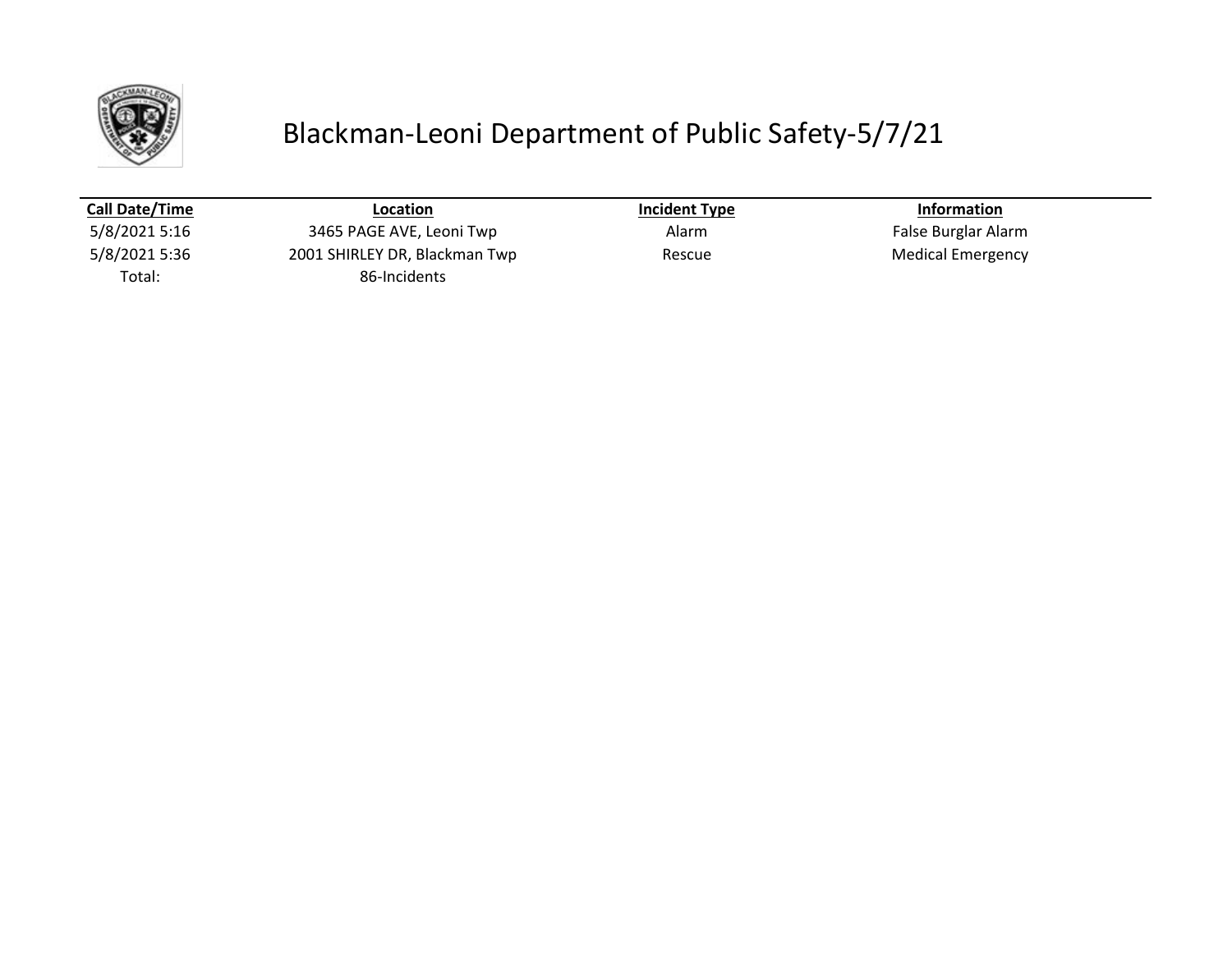# Blackman-Leoni Department of Public Safety-5/7/21

| Call Date/Time | Location | Incident Type | Information |
| --- | --- | --- | --- |
| 5/8/2021 5:16 | 3465 PAGE AVE, Leoni Twp | Alarm | False Burglar Alarm |
| 5/8/2021 5:36 | 2001 SHIRLEY DR, Blackman Twp | Rescue | Medical Emergency |
| Total: | 86-Incidents | | |